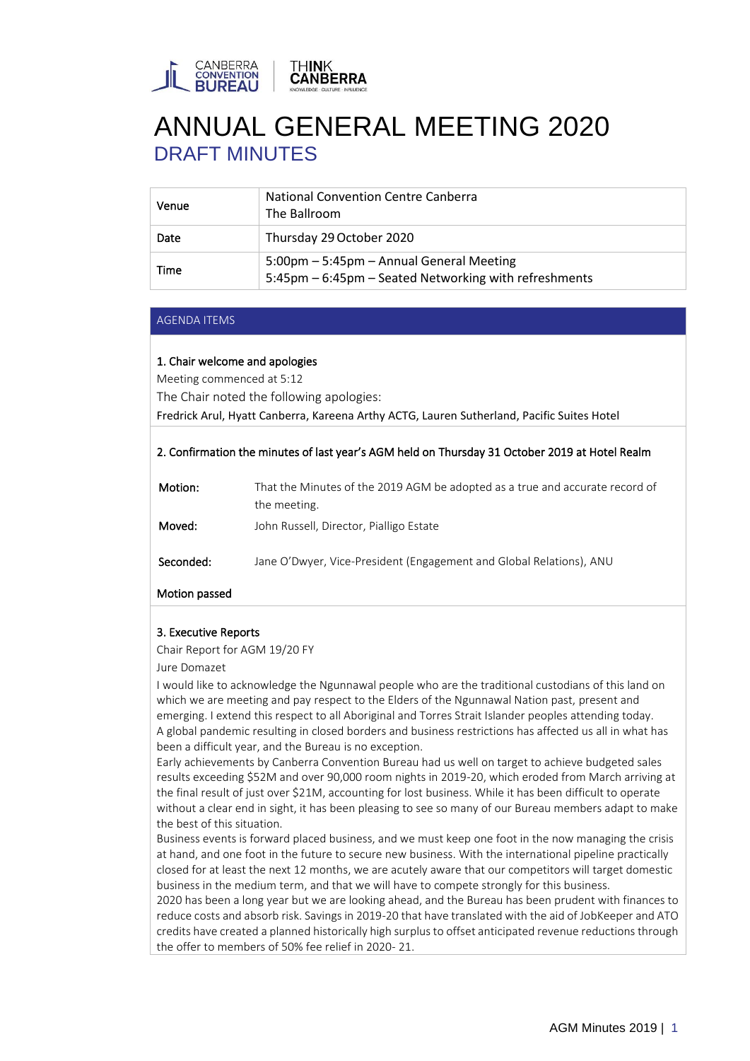# ANNUAL GENERAL MEETING 2020

## DRAFT MINUTES

| Venue | National Convention Centre Canberra<br>The Ballroom |
|---|---|
| Date | Thursday 29 October 2020 |
| Time | 5:00pm – 5:45pm – Annual General Meeting<br>5:45pm – 6:45pm – Seated Networking with refreshments |

### AGENDA ITEMS

**1. Chair welcome and apologies**

Meeting commenced at 5:12

The Chair noted the following apologies:

Fredrick Arul, Hyatt Canberra, Kareena Arthy ACTG, Lauren Sutherland, Pacific Suites Hotel

**2. Confirmation the minutes of last year's AGM held on Thursday 31 October 2019 at Hotel Realm**

| | |
|---|---|
| **Motion:** | That the Minutes of the 2019 AGM be adopted as a true and accurate record of the meeting. |
| **Moved:** | John Russell, Director, Pialligo Estate |
| **Seconded:** | Jane O'Dwyer, Vice-President (Engagement and Global Relations), ANU |

**Motion passed**

**3. Executive Reports**

Chair Report for AGM 19/20 FY

Jure Domazet

I would like to acknowledge the Ngunnawal people who are the traditional custodians of this land on which we are meeting and pay respect to the Elders of the Ngunnawal Nation past, present and emerging. I extend this respect to all Aboriginal and Torres Strait Islander peoples attending today.

A global pandemic resulting in closed borders and business restrictions has affected us all in what has been a difficult year, and the Bureau is no exception.

Early achievements by Canberra Convention Bureau had us well on target to achieve budgeted sales results exceeding $52M and over 90,000 room nights in 2019-20, which eroded from March arriving at the final result of just over $21M, accounting for lost business. While it has been difficult to operate without a clear end in sight, it has been pleasing to see so many of our Bureau members adapt to make the best of this situation.

Business events is forward placed business, and we must keep one foot in the now managing the crisis at hand, and one foot in the future to secure new business. With the international pipeline practically closed for at least the next 12 months, we are acutely aware that our competitors will target domestic business in the medium term, and that we will have to compete strongly for this business.

2020 has been a long year but we are looking ahead, and the Bureau has been prudent with finances to reduce costs and absorb risk. Savings in 2019-20 that have translated with the aid of JobKeeper and ATO credits have created a planned historically high surplus to offset anticipated revenue reductions through the offer to members of 50% fee relief in 2020- 21.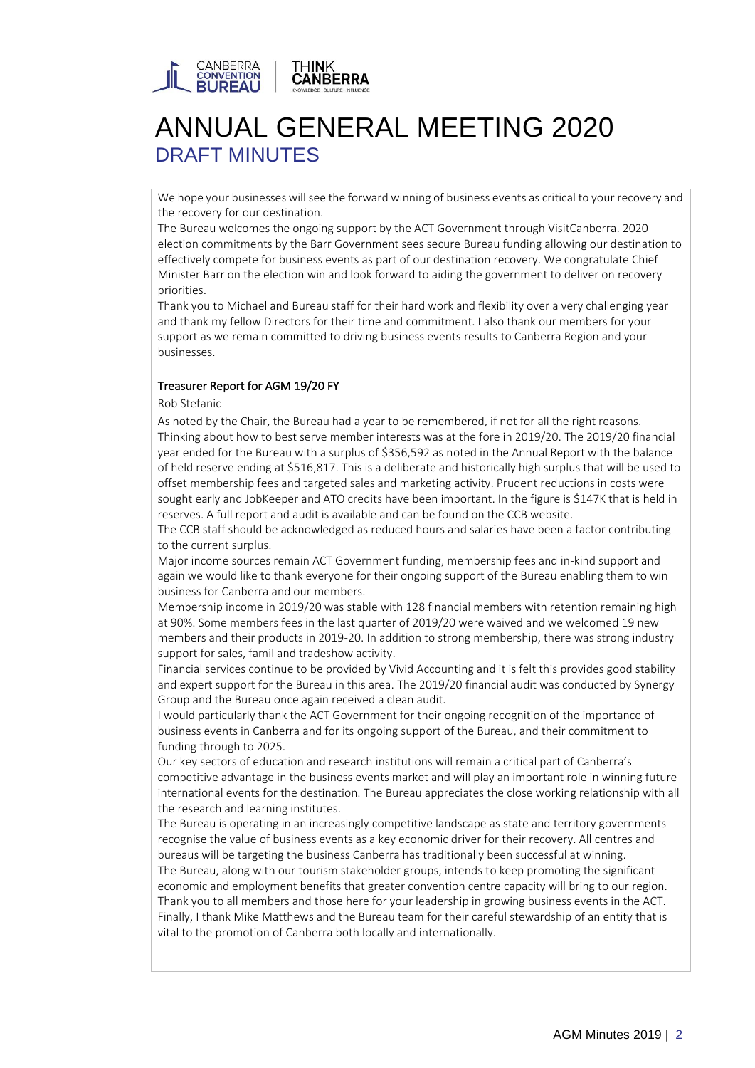# ANNUAL GENERAL MEETING 2020

## DRAFT MINUTES

We hope your businesses will see the forward winning of business events as critical to your recovery and the recovery for our destination.

The Bureau welcomes the ongoing support by the ACT Government through VisitCanberra. 2020 election commitments by the Barr Government sees secure Bureau funding allowing our destination to effectively compete for business events as part of our destination recovery. We congratulate Chief Minister Barr on the election win and look forward to aiding the government to deliver on recovery priorities.

Thank you to Michael and Bureau staff for their hard work and flexibility over a very challenging year and thank my fellow Directors for their time and commitment. I also thank our members for your support as we remain committed to driving business events results to Canberra Region and your businesses.

### Treasurer Report for AGM 19/20 FY

Rob Stefanic

As noted by the Chair, the Bureau had a year to be remembered, if not for all the right reasons. Thinking about how to best serve member interests was at the fore in 2019/20. The 2019/20 financial year ended for the Bureau with a surplus of $356,592 as noted in the Annual Report with the balance of held reserve ending at $516,817. This is a deliberate and historically high surplus that will be used to offset membership fees and targeted sales and marketing activity. Prudent reductions in costs were sought early and JobKeeper and ATO credits have been important. In the figure is $147K that is held in reserves. A full report and audit is available and can be found on the CCB website.

The CCB staff should be acknowledged as reduced hours and salaries have been a factor contributing to the current surplus.

Major income sources remain ACT Government funding, membership fees and in-kind support and again we would like to thank everyone for their ongoing support of the Bureau enabling them to win business for Canberra and our members.

Membership income in 2019/20 was stable with 128 financial members with retention remaining high at 90%. Some members fees in the last quarter of 2019/20 were waived and we welcomed 19 new members and their products in 2019-20. In addition to strong membership, there was strong industry support for sales, famil and tradeshow activity.

Financial services continue to be provided by Vivid Accounting and it is felt this provides good stability and expert support for the Bureau in this area. The 2019/20 financial audit was conducted by Synergy Group and the Bureau once again received a clean audit.

I would particularly thank the ACT Government for their ongoing recognition of the importance of business events in Canberra and for its ongoing support of the Bureau, and their commitment to funding through to 2025.

Our key sectors of education and research institutions will remain a critical part of Canberra's competitive advantage in the business events market and will play an important role in winning future international events for the destination. The Bureau appreciates the close working relationship with all the research and learning institutes.

The Bureau is operating in an increasingly competitive landscape as state and territory governments recognise the value of business events as a key economic driver for their recovery. All centres and bureaus will be targeting the business Canberra has traditionally been successful at winning.

The Bureau, along with our tourism stakeholder groups, intends to keep promoting the significant economic and employment benefits that greater convention centre capacity will bring to our region.

Thank you to all members and those here for your leadership in growing business events in the ACT.

Finally, I thank Mike Matthews and the Bureau team for their careful stewardship of an entity that is vital to the promotion of Canberra both locally and internationally.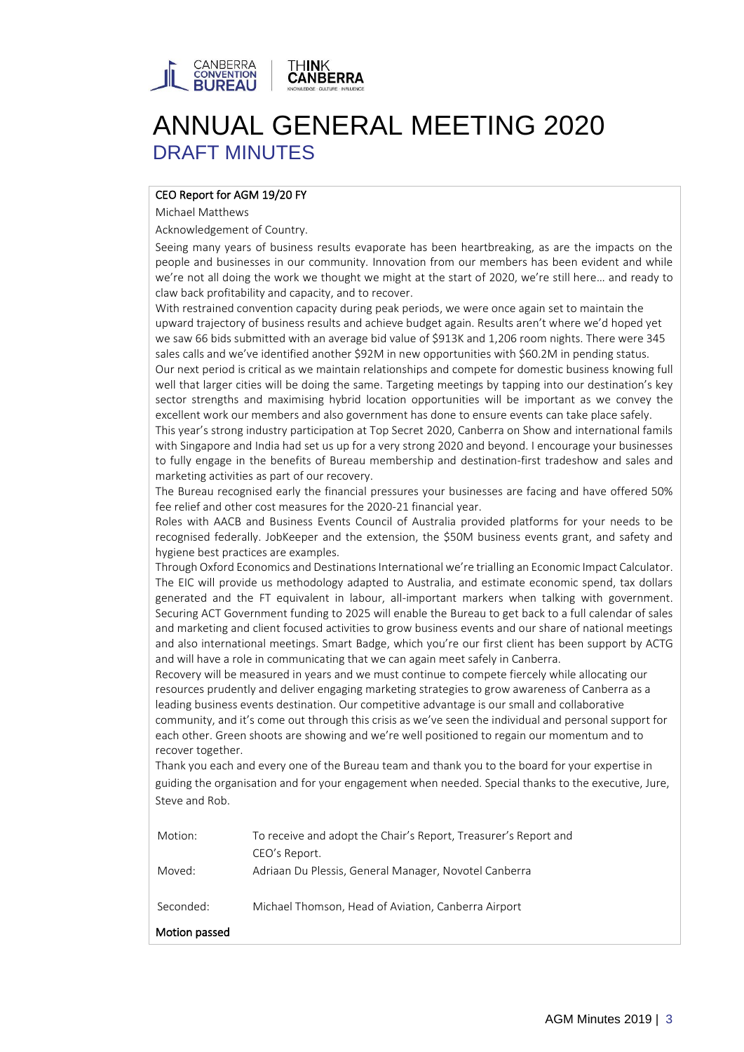# ANNUAL GENERAL MEETING 2020

## DRAFT MINUTES

**CEO Report for AGM 19/20 FY**

Michael Matthews

Acknowledgement of Country.

Seeing many years of business results evaporate has been heartbreaking, as are the impacts on the people and businesses in our community. Innovation from our members has been evident and while we're not all doing the work we thought we might at the start of 2020, we're still here… and ready to claw back profitability and capacity, and to recover.

With restrained convention capacity during peak periods, we were once again set to maintain the upward trajectory of business results and achieve budget again. Results aren't where we'd hoped yet we saw 66 bids submitted with an average bid value of $913K and 1,206 room nights. There were 345 sales calls and we've identified another $92M in new opportunities with $60.2M in pending status.

Our next period is critical as we maintain relationships and compete for domestic business knowing full well that larger cities will be doing the same. Targeting meetings by tapping into our destination's key sector strengths and maximising hybrid location opportunities will be important as we convey the excellent work our members and also government has done to ensure events can take place safely.

This year's strong industry participation at Top Secret 2020, Canberra on Show and international famils with Singapore and India had set us up for a very strong 2020 and beyond. I encourage your businesses to fully engage in the benefits of Bureau membership and destination-first tradeshow and sales and marketing activities as part of our recovery.

The Bureau recognised early the financial pressures your businesses are facing and have offered 50% fee relief and other cost measures for the 2020-21 financial year.

Roles with AACB and Business Events Council of Australia provided platforms for your needs to be recognised federally. JobKeeper and the extension, the $50M business events grant, and safety and hygiene best practices are examples.

Through Oxford Economics and Destinations International we're trialling an Economic Impact Calculator. The EIC will provide us methodology adapted to Australia, and estimate economic spend, tax dollars generated and the FT equivalent in labour, all-important markers when talking with government. Securing ACT Government funding to 2025 will enable the Bureau to get back to a full calendar of sales and marketing and client focused activities to grow business events and our share of national meetings and also international meetings. Smart Badge, which you're our first client has been support by ACTG and will have a role in communicating that we can again meet safely in Canberra.

Recovery will be measured in years and we must continue to compete fiercely while allocating our resources prudently and deliver engaging marketing strategies to grow awareness of Canberra as a leading business events destination. Our competitive advantage is our small and collaborative community, and it's come out through this crisis as we've seen the individual and personal support for each other. Green shoots are showing and we're well positioned to regain our momentum and to recover together.

Thank you each and every one of the Bureau team and thank you to the board for your expertise in guiding the organisation and for your engagement when needed. Special thanks to the executive, Jure, Steve and Rob.

| | |
|---|---|
| Motion: | To receive and adopt the Chair's Report, Treasurer's Report and CEO's Report. |
| Moved: | Adriaan Du Plessis, General Manager, Novotel Canberra |
| Seconded: | Michael Thomson, Head of Aviation, Canberra Airport |

**Motion passed**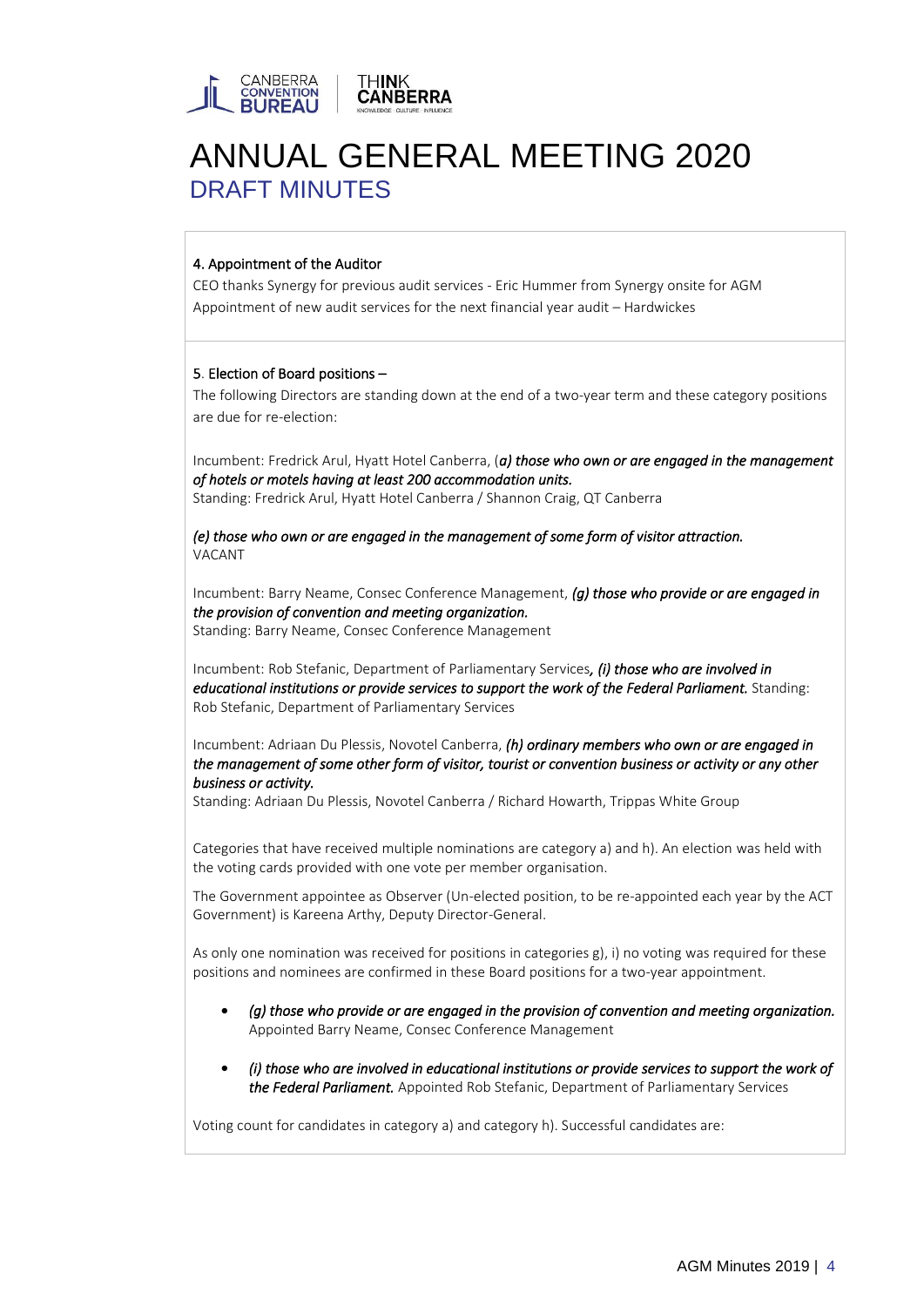# ANNUAL GENERAL MEETING 2020

## DRAFT MINUTES

**4. Appointment of the Auditor**

CEO thanks Synergy for previous audit services - Eric Hummer from Synergy onsite for AGM

Appointment of new audit services for the next financial year audit – Hardwickes

**5. Election of Board positions –**

The following Directors are standing down at the end of a two-year term and these category positions are due for re-election:

Incumbent: Fredrick Arul, Hyatt Hotel Canberra, (***a) those who own or are engaged in the management of hotels or motels having at least 200 accommodation units.***
Standing: Fredrick Arul, Hyatt Hotel Canberra / Shannon Craig, QT Canberra

***(e) those who own or are engaged in the management of some form of visitor attraction.***
VACANT

Incumbent: Barry Neame, Consec Conference Management, ***(g) those who provide or are engaged in the provision of convention and meeting organization.***
Standing: Barry Neame, Consec Conference Management

Incumbent: Rob Stefanic, Department of Parliamentary Services***, (i) those who are involved in educational institutions or provide services to support the work of the Federal Parliament.*** Standing: Rob Stefanic, Department of Parliamentary Services

Incumbent: Adriaan Du Plessis, Novotel Canberra, ***(h) ordinary members who own or are engaged in the management of some other form of visitor, tourist or convention business or activity or any other business or activity.***
Standing: Adriaan Du Plessis, Novotel Canberra / Richard Howarth, Trippas White Group

Categories that have received multiple nominations are category a) and h). An election was held with the voting cards provided with one vote per member organisation.

The Government appointee as Observer (Un-elected position, to be re-appointed each year by the ACT Government) is Kareena Arthy, Deputy Director-General.

As only one nomination was received for positions in categories g), i) no voting was required for these positions and nominees are confirmed in these Board positions for a two-year appointment.

- ***(g) those who provide or are engaged in the provision of convention and meeting organization.*** Appointed Barry Neame, Consec Conference Management
- ***(i) those who are involved in educational institutions or provide services to support the work of the Federal Parliament.*** Appointed Rob Stefanic, Department of Parliamentary Services

Voting count for candidates in category a) and category h). Successful candidates are: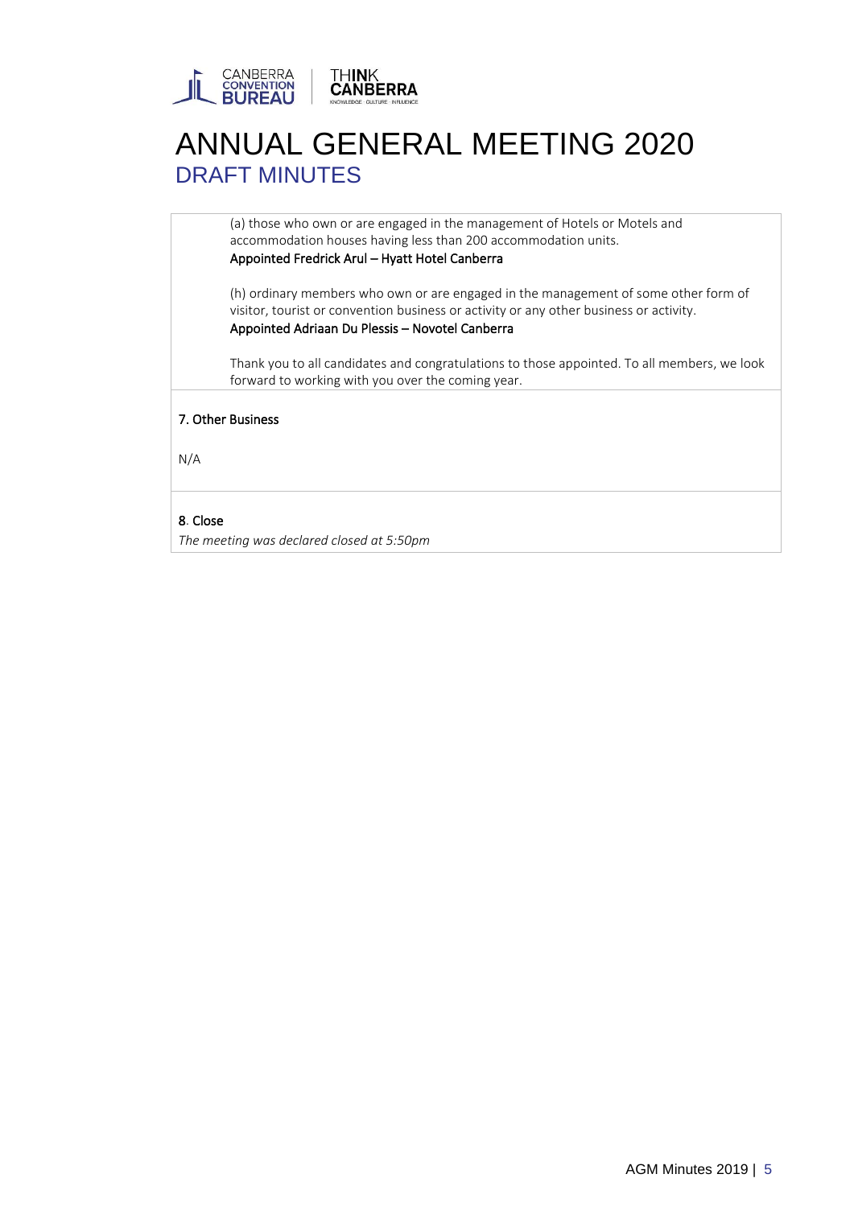# ANNUAL GENERAL MEETING 2020

## DRAFT MINUTES

(a) those who own or are engaged in the management of Hotels or Motels and accommodation houses having less than 200 accommodation units.
**Appointed Fredrick Arul – Hyatt Hotel Canberra**

(h) ordinary members who own or are engaged in the management of some other form of visitor, tourist or convention business or activity or any other business or activity.
**Appointed Adriaan Du Plessis – Novotel Canberra**

Thank you to all candidates and congratulations to those appointed. To all members, we look forward to working with you over the coming year.

**7. Other Business**

N/A

**8. Close**

*The meeting was declared closed at 5:50pm*